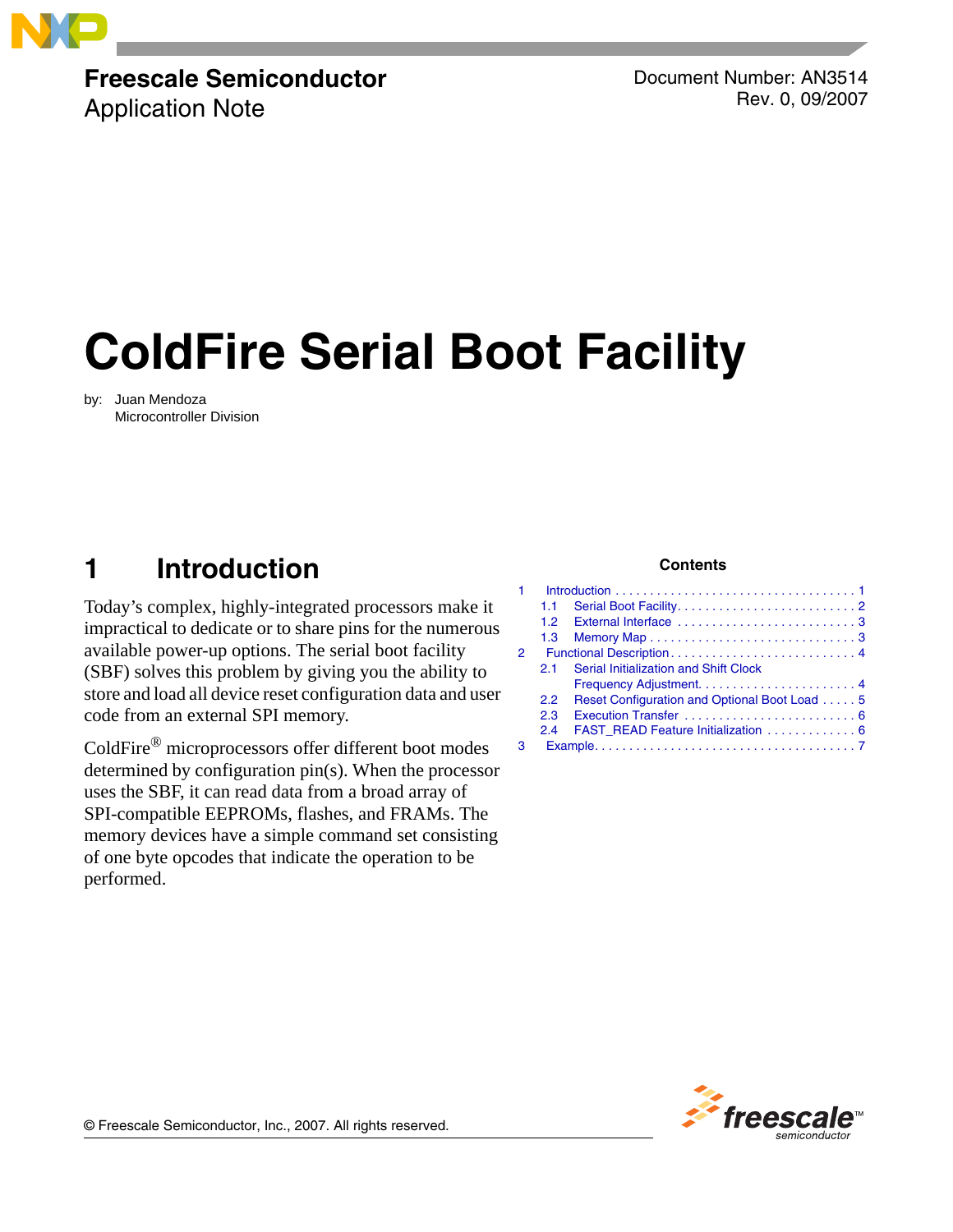**Freescale Semiconductor**
Application Note

Document Number: AN3514
Rev. 0, 09/2007

# ColdFire Serial Boot Facility

by: Juan Mendoza
Microcontroller Division

**Contents**

1 Introduction . . . . . . . . . . 1
  1.1 Serial Boot Facility . . . . . . . . . . 2
  1.2 External Interface . . . . . . . . . . 3
  1.3 Memory Map . . . . . . . . . . 3
2 Functional Description . . . . . . . . . . 4
  2.1 Serial Initialization and Shift Clock Frequency Adjustment . . . . . . . . . . 4
  2.2 Reset Configuration and Optional Boot Load . . . . . 5
  2.3 Execution Transfer . . . . . . . . . . 6
  2.4 FAST_READ Feature Initialization . . . . . . . . . . 6
3 Example . . . . . . . . . . 7

## 1 Introduction

Today's complex, highly-integrated processors make it impractical to dedicate or to share pins for the numerous available power-up options. The serial boot facility (SBF) solves this problem by giving you the ability to store and load all device reset configuration data and user code from an external SPI memory.

ColdFire® microprocessors offer different boot modes determined by configuration pin(s). When the processor uses the SBF, it can read data from a broad array of SPI-compatible EEPROMs, flashes, and FRAMs. The memory devices have a simple command set consisting of one byte opcodes that indicate the operation to be performed.

© Freescale Semiconductor, Inc., 2007. All rights reserved.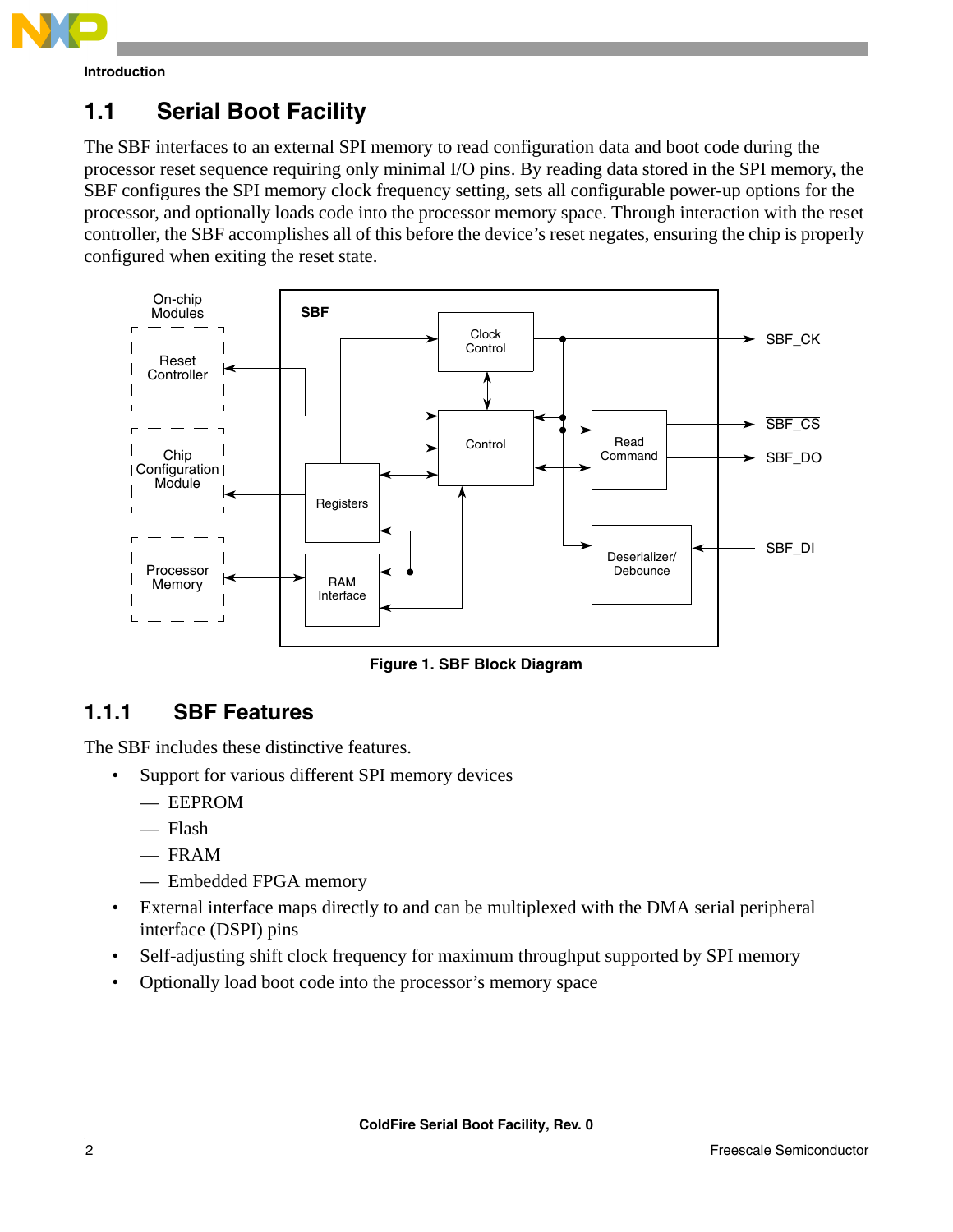## 1.1 Serial Boot Facility

The SBF interfaces to an external SPI memory to read configuration data and boot code during the processor reset sequence requiring only minimal I/O pins. By reading data stored in the SPI memory, the SBF configures the SPI memory clock frequency setting, sets all configurable power-up options for the processor, and optionally loads code into the processor memory space. Through interaction with the reset controller, the SBF accomplishes all of this before the device's reset negates, ensuring the chip is properly configured when exiting the reset state.

**Figure 1. SBF Block Diagram**

### 1.1.1 SBF Features

The SBF includes these distinctive features.

- Support for various different SPI memory devices
  - EEPROM
  - Flash
  - FRAM
  - Embedded FPGA memory
- External interface maps directly to and can be multiplexed with the DMA serial peripheral interface (DSPI) pins
- Self-adjusting shift clock frequency for maximum throughput supported by SPI memory
- Optionally load boot code into the processor's memory space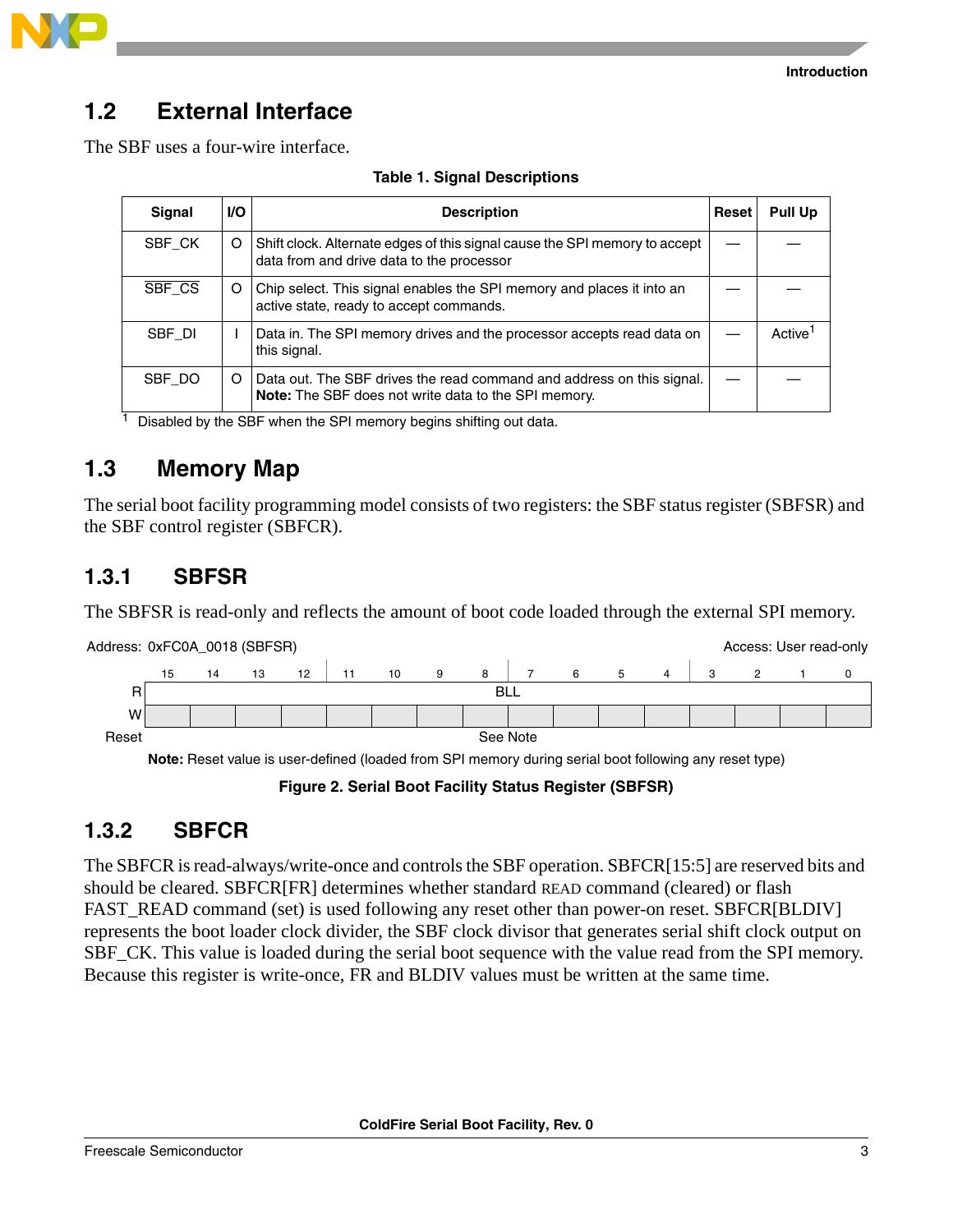## 1.2 External Interface

The SBF uses a four-wire interface.

**Table 1. Signal Descriptions**

| Signal | I/O | Description | Reset | Pull Up |
|---|---|---|---|---|
| SBF_CK | O | Shift clock. Alternate edges of this signal cause the SPI memory to accept data from and drive data to the processor | — | — |
| $\overline{\text{SBF\_CS}}$ | O | Chip select. This signal enables the SPI memory and places it into an active state, ready to accept commands. | — | — |
| SBF_DI | I | Data in. The SPI memory drives and the processor accepts read data on this signal. | — | Active[1] |
| SBF_DO | O | Data out. The SBF drives the read command and address on this signal. **Note:** The SBF does not write data to the SPI memory. | — | — |

[1] Disabled by the SBF when the SPI memory begins shifting out data.

## 1.3 Memory Map

The serial boot facility programming model consists of two registers: the SBF status register (SBFSR) and the SBF control register (SBFCR).

### 1.3.1 SBFSR

The SBFSR is read-only and reflects the amount of boot code loaded through the external SPI memory.

Address: 0xFC0A_0018 (SBFSR) — Access: User read-only

| | 15 | 14 | 13 | 12 | 11 | 10 | 9 | 8 | 7 | 6 | 5 | 4 | 3 | 2 | 1 | 0 |
|---|---|---|---|---|---|---|---|---|---|---|---|---|---|---|---|---|
| R | BLL | | | | | | | | | | | | | | | |
| W | | | | | | | | | | | | | | | | |
| Reset | See Note | | | | | | | | | | | | | | | |

**Note:** Reset value is user-defined (loaded from SPI memory during serial boot following any reset type)

**Figure 2. Serial Boot Facility Status Register (SBFSR)**

### 1.3.2 SBFCR

The SBFCR is read-always/write-once and controls the SBF operation. SBFCR[15:5] are reserved bits and should be cleared. SBFCR[FR] determines whether standard READ command (cleared) or flash FAST_READ command (set) is used following any reset other than power-on reset. SBFCR[BLDIV] represents the boot loader clock divider, the SBF clock divisor that generates serial shift clock output on SBF_CK. This value is loaded during the serial boot sequence with the value read from the SPI memory. Because this register is write-once, FR and BLDIV values must be written at the same time.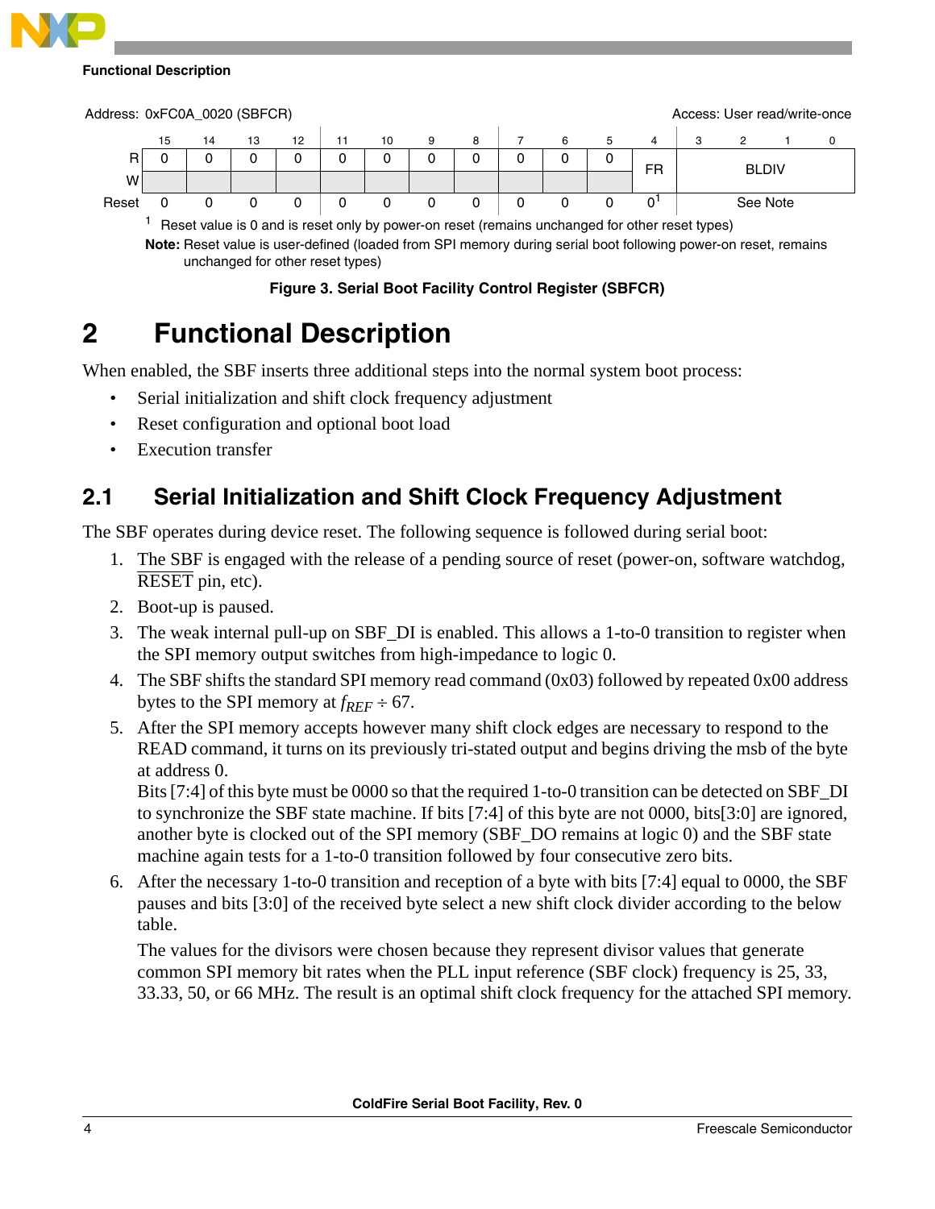Address: 0xFC0A_0020 (SBFCR) Access: User read/write-once

| | 15 | 14 | 13 | 12 | 11 | 10 | 9 | 8 | 7 | 6 | 5 | 4 | 3 | 2 | 1 | 0 |
|---|---|---|---|---|---|---|---|---|---|---|---|---|---|---|---|---|
| R | 0 | 0 | 0 | 0 | 0 | 0 | 0 | 0 | 0 | 0 | 0 | FR | BLDIV | | | |
| W | | | | | | | | | | | | | | | | |
| Reset | 0 | 0 | 0 | 0 | 0 | 0 | 0 | 0 | 0 | 0 | 0 | 0[1] | See Note | | | |

[1] Reset value is 0 and is reset only by power-on reset (remains unchanged for other reset types)

**Note:** Reset value is user-defined (loaded from SPI memory during serial boot following power-on reset, remains unchanged for other reset types)

**Figure 3. Serial Boot Facility Control Register (SBFCR)**

# 2 Functional Description

When enabled, the SBF inserts three additional steps into the normal system boot process:

- Serial initialization and shift clock frequency adjustment
- Reset configuration and optional boot load
- Execution transfer

## 2.1 Serial Initialization and Shift Clock Frequency Adjustment

The SBF operates during device reset. The following sequence is followed during serial boot:

1. The SBF is engaged with the release of a pending source of reset (power-on, software watchdog, RESET pin, etc).
2. Boot-up is paused.
3. The weak internal pull-up on SBF_DI is enabled. This allows a 1-to-0 transition to register when the SPI memory output switches from high-impedance to logic 0.
4. The SBF shifts the standard SPI memory read command (0x03) followed by repeated 0x00 address bytes to the SPI memory at $f_{REF} \div 67$.
5. After the SPI memory accepts however many shift clock edges are necessary to respond to the READ command, it turns on its previously tri-stated output and begins driving the msb of the byte at address 0.
   Bits [7:4] of this byte must be 0000 so that the required 1-to-0 transition can be detected on SBF_DI to synchronize the SBF state machine. If bits [7:4] of this byte are not 0000, bits[3:0] are ignored, another byte is clocked out of the SPI memory (SBF_DO remains at logic 0) and the SBF state machine again tests for a 1-to-0 transition followed by four consecutive zero bits.
6. After the necessary 1-to-0 transition and reception of a byte with bits [7:4] equal to 0000, the SBF pauses and bits [3:0] of the received byte select a new shift clock divider according to the below table.
   The values for the divisors were chosen because they represent divisor values that generate common SPI memory bit rates when the PLL input reference (SBF clock) frequency is 25, 33, 33.33, 50, or 66 MHz. The result is an optimal shift clock frequency for the attached SPI memory.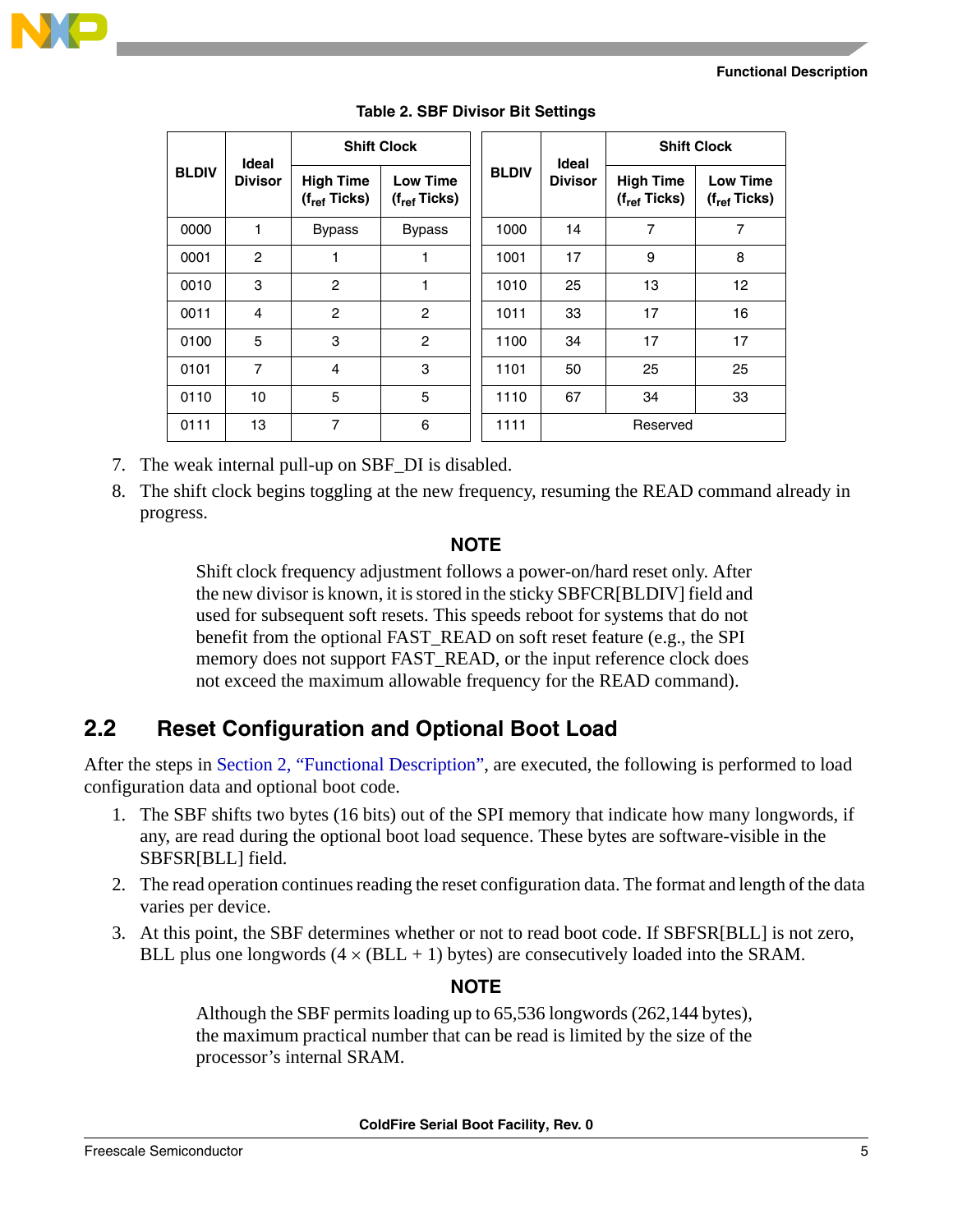**Table 2. SBF Divisor Bit Settings**

| BLDIV | Ideal Divisor | Shift Clock | | BLDIV | Ideal Divisor | Shift Clock | |
|---|---|---|---|---|---|---|---|
| | | High Time ($f_{ref}$ Ticks) | Low Time ($f_{ref}$ Ticks) | | | High Time ($f_{ref}$ Ticks) | Low Time ($f_{ref}$ Ticks) |
| 0000 | 1 | Bypass | Bypass | 1000 | 14 | 7 | 7 |
| 0001 | 2 | 1 | 1 | 1001 | 17 | 9 | 8 |
| 0010 | 3 | 2 | 1 | 1010 | 25 | 13 | 12 |
| 0011 | 4 | 2 | 2 | 1011 | 33 | 17 | 16 |
| 0100 | 5 | 3 | 2 | 1100 | 34 | 17 | 17 |
| 0101 | 7 | 4 | 3 | 1101 | 50 | 25 | 25 |
| 0110 | 10 | 5 | 5 | 1110 | 67 | 34 | 33 |
| 0111 | 13 | 7 | 6 | 1111 | Reserved | | |

7. The weak internal pull-up on SBF_DI is disabled.
8. The shift clock begins toggling at the new frequency, resuming the READ command already in progress.

**NOTE**

Shift clock frequency adjustment follows a power-on/hard reset only. After the new divisor is known, it is stored in the sticky SBFCR[BLDIV] field and used for subsequent soft resets. This speeds reboot for systems that do not benefit from the optional FAST_READ on soft reset feature (e.g., the SPI memory does not support FAST_READ, or the input reference clock does not exceed the maximum allowable frequency for the READ command).

## 2.2 Reset Configuration and Optional Boot Load

After the steps in Section 2, "Functional Description", are executed, the following is performed to load configuration data and optional boot code.

1. The SBF shifts two bytes (16 bits) out of the SPI memory that indicate how many longwords, if any, are read during the optional boot load sequence. These bytes are software-visible in the SBFSR[BLL] field.
2. The read operation continues reading the reset configuration data. The format and length of the data varies per device.
3. At this point, the SBF determines whether or not to read boot code. If SBFSR[BLL] is not zero, BLL plus one longwords ($4 \times (\text{BLL} + 1)$ bytes) are consecutively loaded into the SRAM.

**NOTE**

Although the SBF permits loading up to 65,536 longwords (262,144 bytes), the maximum practical number that can be read is limited by the size of the processor's internal SRAM.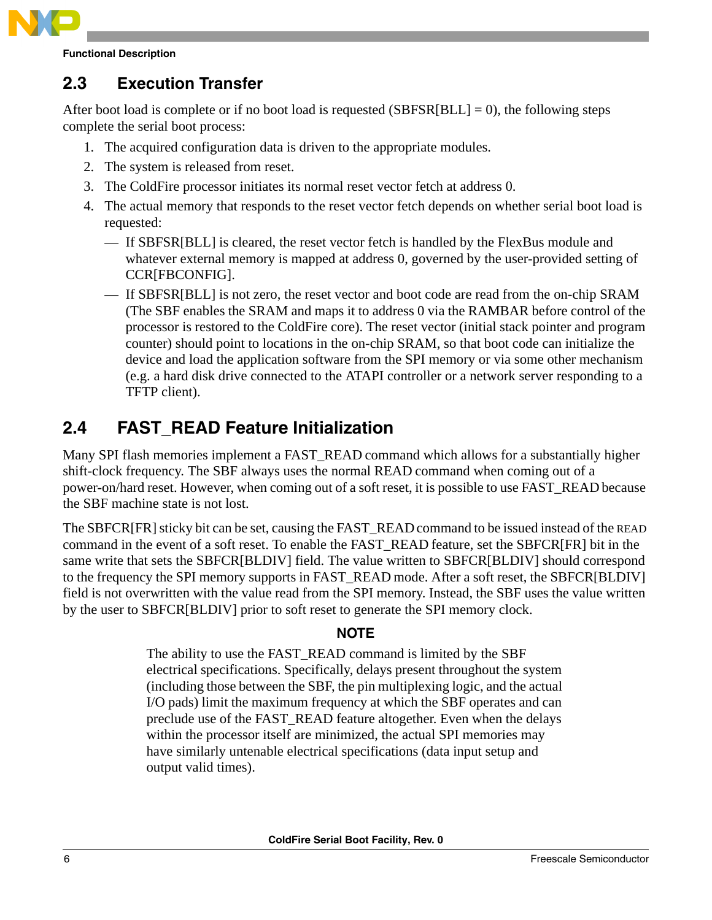## 2.3 Execution Transfer

After boot load is complete or if no boot load is requested (SBFSR[BLL] = 0), the following steps complete the serial boot process:

1. The acquired configuration data is driven to the appropriate modules.
2. The system is released from reset.
3. The ColdFire processor initiates its normal reset vector fetch at address 0.
4. The actual memory that responds to the reset vector fetch depends on whether serial boot load is requested:
   - If SBFSR[BLL] is cleared, the reset vector fetch is handled by the FlexBus module and whatever external memory is mapped at address 0, governed by the user-provided setting of CCR[FBCONFIG].
   - If SBFSR[BLL] is not zero, the reset vector and boot code are read from the on-chip SRAM (The SBF enables the SRAM and maps it to address 0 via the RAMBAR before control of the processor is restored to the ColdFire core). The reset vector (initial stack pointer and program counter) should point to locations in the on-chip SRAM, so that boot code can initialize the device and load the application software from the SPI memory or via some other mechanism (e.g. a hard disk drive connected to the ATAPI controller or a network server responding to a TFTP client).

## 2.4 FAST_READ Feature Initialization

Many SPI flash memories implement a FAST_READ command which allows for a substantially higher shift-clock frequency. The SBF always uses the normal READ command when coming out of a power-on/hard reset. However, when coming out of a soft reset, it is possible to use FAST_READ because the SBF machine state is not lost.

The SBFCR[FR] sticky bit can be set, causing the FAST_READ command to be issued instead of the READ command in the event of a soft reset. To enable the FAST_READ feature, set the SBFCR[FR] bit in the same write that sets the SBFCR[BLDIV] field. The value written to SBFCR[BLDIV] should correspond to the frequency the SPI memory supports in FAST_READ mode. After a soft reset, the SBFCR[BLDIV] field is not overwritten with the value read from the SPI memory. Instead, the SBF uses the value written by the user to SBFCR[BLDIV] prior to soft reset to generate the SPI memory clock.

**NOTE**

The ability to use the FAST_READ command is limited by the SBF electrical specifications. Specifically, delays present throughout the system (including those between the SBF, the pin multiplexing logic, and the actual I/O pads) limit the maximum frequency at which the SBF operates and can preclude use of the FAST_READ feature altogether. Even when the delays within the processor itself are minimized, the actual SPI memories may have similarly untenable electrical specifications (data input setup and output valid times).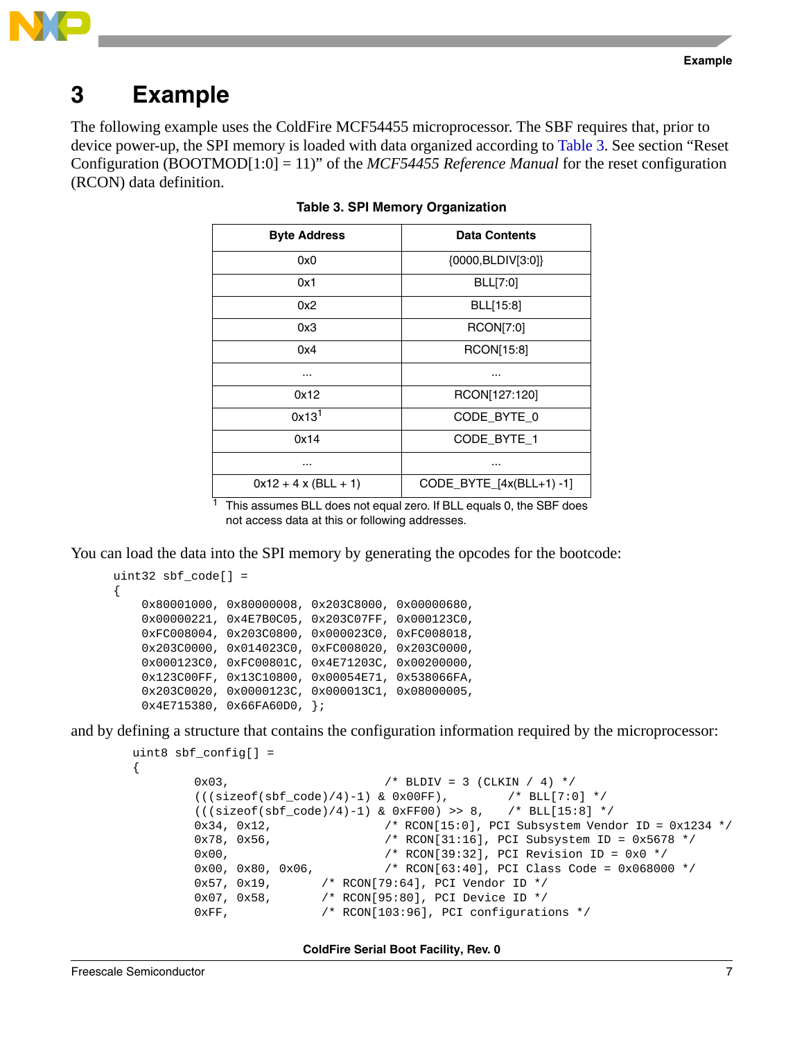# 3 Example

The following example uses the ColdFire MCF54455 microprocessor. The SBF requires that, prior to device power-up, the SPI memory is loaded with data organized according to Table 3. See section “Reset Configuration (BOOTMOD[1:0] = 11)” of the *MCF54455 Reference Manual* for the reset configuration (RCON) data definition.

**Table 3. SPI Memory Organization**

| Byte Address | Data Contents |
|---|---|
| 0x0 | {0000,BLDIV[3:0]} |
| 0x1 | BLL[7:0] |
| 0x2 | BLL[15:8] |
| 0x3 | RCON[7:0] |
| 0x4 | RCON[15:8] |
| ... | ... |
| 0x12 | RCON[127:120] |
| 0x13[1] | CODE_BYTE_0 |
| 0x14 | CODE_BYTE_1 |
| ... | ... |
| 0x12 + 4 x (BLL + 1) | CODE_BYTE_[4x(BLL+1) -1] |

[1] This assumes BLL does not equal zero. If BLL equals 0, the SBF does not access data at this or following addresses.

You can load the data into the SPI memory by generating the opcodes for the bootcode:

```
uint32 sbf_code[] =
{
    0x80001000, 0x80000008, 0x203C8000, 0x00000680,
    0x00000221, 0x4E7B0C05, 0x203C07FF, 0x000123C0,
    0xFC008004, 0x203C0800, 0x000023C0, 0xFC008018,
    0x203C0000, 0x014023C0, 0xFC008020, 0x203C0000,
    0x000123C0, 0xFC00801C, 0x4E71203C, 0x00200000,
    0x123C00FF, 0x13C10800, 0x00054E71, 0x538066FA,
    0x203C0020, 0x0000123C, 0x000013C1, 0x08000005,
    0x4E715380, 0x66FA60D0, };
```

and by defining a structure that contains the configuration information required by the microprocessor:

```
uint8 sbf_config[] =
{
        0x03,                         /* BLDIV = 3 (CLKIN / 4) */
        (((sizeof(sbf_code)/4)-1) & 0x00FF),        /* BLL[7:0] */
        (((sizeof(sbf_code)/4)-1) & 0xFF00) >> 8,   /* BLL[15:8] */
        0x34, 0x12,                   /* RCON[15:0], PCI Subsystem Vendor ID = 0x1234 */
        0x78, 0x56,                   /* RCON[31:16], PCI Subsystem ID = 0x5678 */
        0x00,                         /* RCON[39:32], PCI Revision ID = 0x0 */
        0x00, 0x80, 0x06,             /* RCON[63:40], PCI Class Code = 0x068000 */
        0x57, 0x19,         /* RCON[79:64], PCI Vendor ID */
        0x07, 0x58,         /* RCON[95:80], PCI Device ID */
        0xFF,               /* RCON[103:96], PCI configurations */
```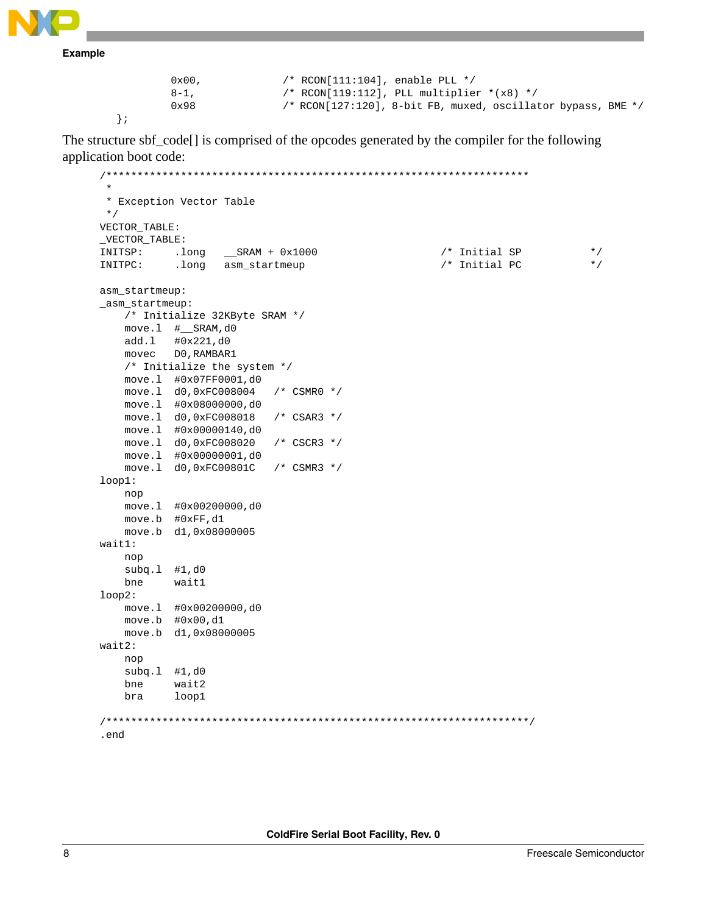```
        0x00,           /* RCON[111:104], enable PLL */
        8-1,            /* RCON[119:112], PLL multiplier *(x8) */
        0x98            /* RCON[127:120], 8-bit FB, muxed, oscillator bypass, BME */
};
```

The structure sbf_code[] is comprised of the opcodes generated by the compiler for the following application boot code:

```
/***********************************************************************
 *
 * Exception Vector Table
 */
VECTOR_TABLE:
_VECTOR_TABLE:
INITSP:     .long   __SRAM + 0x1000                 /* Initial SP           */
INITPC:     .long   asm_startmeup                   /* Initial PC           */

asm_startmeup:
_asm_startmeup:
    /* Initialize 32KByte SRAM */
    move.l  #__SRAM,d0
    add.l   #0x221,d0
    movec   D0,RAMBAR1
    /* Initialize the system */
    move.l  #0x07FF0001,d0
    move.l  d0,0xFC008004   /* CSMR0 */
    move.l  #0x08000000,d0
    move.l  d0,0xFC008018   /* CSAR3 */
    move.l  #0x00000140,d0
    move.l  d0,0xFC008020   /* CSCR3 */
    move.l  #0x00000001,d0
    move.l  d0,0xFC00801C   /* CSMR3 */
loop1:
    nop
    move.l  #0x00200000,d0
    move.b  #0xFF,d1
    move.b  d1,0x08000005
wait1:
    nop
    subq.l  #1,d0
    bne     wait1
loop2:
    move.l  #0x00200000,d0
    move.b  #0x00,d1
    move.b  d1,0x08000005
wait2:
    nop
    subq.l  #1,d0
    bne     wait2
    bra     loop1

/***********************************************************************/
.end
```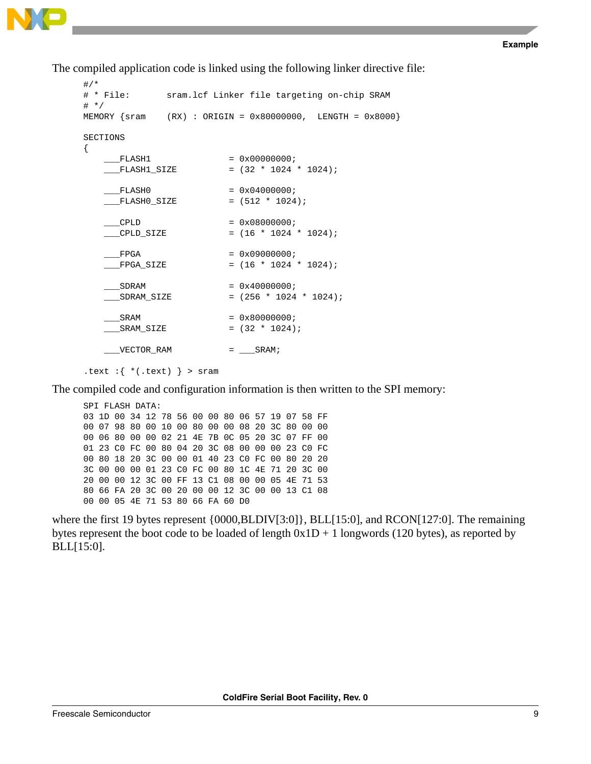The compiled application code is linked using the following linker directive file:

```
#/*
# * File:       sram.lcf Linker file targeting on-chip SRAM
# */
MEMORY {sram    (RX) : ORIGIN = 0x80000000,  LENGTH = 0x8000}

SECTIONS
{
    ___FLASH1              = 0x00000000;
    ___FLASH1_SIZE         = (32 * 1024 * 1024);

    ___FLASH0              = 0x04000000;
    ___FLASH0_SIZE         = (512 * 1024);

    ___CPLD                = 0x08000000;
    ___CPLD_SIZE           = (16 * 1024 * 1024);

    ___FPGA                = 0x09000000;
    ___FPGA_SIZE           = (16 * 1024 * 1024);

    ___SDRAM               = 0x40000000;
    ___SDRAM_SIZE          = (256 * 1024 * 1024);

    ___SRAM                = 0x80000000;
    ___SRAM_SIZE           = (32 * 1024);

    ___VECTOR_RAM          = ___SRAM;

.text :{ *(.text) } > sram
```

The compiled code and configuration information is then written to the SPI memory:

```
SPI FLASH DATA:
03 1D 00 34 12 78 56 00 00 80 06 57 19 07 58 FF
00 07 98 80 00 10 00 80 00 00 08 20 3C 80 00 00
00 06 80 00 00 02 21 4E 7B 0C 05 20 3C 07 FF 00
01 23 C0 FC 00 80 04 20 3C 08 00 00 00 23 C0 FC
00 80 18 20 3C 00 00 01 40 23 C0 FC 00 80 20 20
3C 00 00 00 01 23 C0 FC 00 80 1C 4E 71 20 3C 00
20 00 00 12 3C 00 FF 13 C1 08 00 00 05 4E 71 53
80 66 FA 20 3C 00 20 00 00 12 3C 00 00 13 C1 08
00 00 05 4E 71 53 80 66 FA 60 D0
```

where the first 19 bytes represent {0000,BLDIV[3:0]}, BLL[15:0], and RCON[127:0]. The remaining bytes represent the boot code to be loaded of length 0x1D + 1 longwords (120 bytes), as reported by BLL[15:0].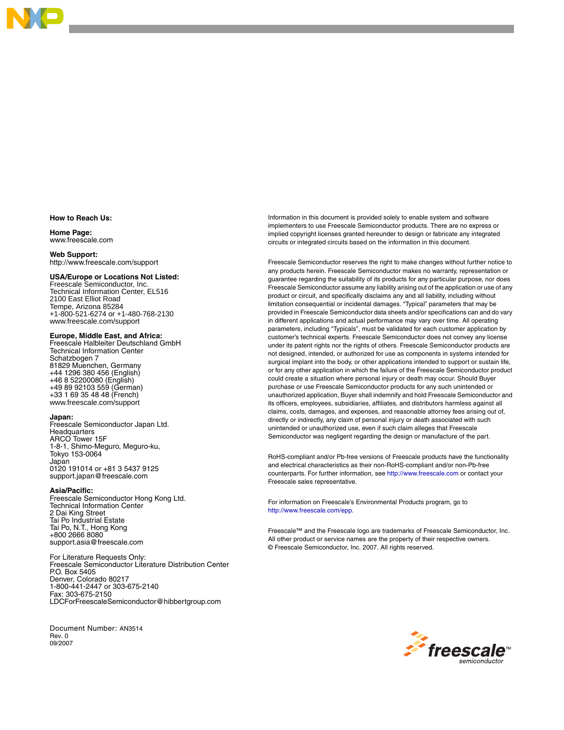**How to Reach Us:**

**Home Page:**
www.freescale.com

**Web Support:**
http://www.freescale.com/support

**USA/Europe or Locations Not Listed:**
Freescale Semiconductor, Inc.
Technical Information Center, EL516
2100 East Elliot Road
Tempe, Arizona 85284
+1-800-521-6274 or +1-480-768-2130
www.freescale.com/support

**Europe, Middle East, and Africa:**
Freescale Halbleiter Deutschland GmbH
Technical Information Center
Schatzbogen 7
81829 Muenchen, Germany
+44 1296 380 456 (English)
+46 8 52200080 (English)
+49 89 92103 559 (German)
+33 1 69 35 48 48 (French)
www.freescale.com/support

**Japan:**
Freescale Semiconductor Japan Ltd.
Headquarters
ARCO Tower 15F
1-8-1, Shimo-Meguro, Meguro-ku,
Tokyo 153-0064
Japan
0120 191014 or +81 3 5437 9125
support.japan@freescale.com

**Asia/Pacific:**
Freescale Semiconductor Hong Kong Ltd.
Technical Information Center
2 Dai King Street
Tai Po Industrial Estate
Tai Po, N.T., Hong Kong
+800 2666 8080
support.asia@freescale.com

For Literature Requests Only:
Freescale Semiconductor Literature Distribution Center
P.O. Box 5405
Denver, Colorado 80217
1-800-441-2447 or 303-675-2140
Fax: 303-675-2150
LDCForFreescaleSemiconductor@hibbertgroup.com

Information in this document is provided solely to enable system and software implementers to use Freescale Semiconductor products. There are no express or implied copyright licenses granted hereunder to design or fabricate any integrated circuits or integrated circuits based on the information in this document.

Freescale Semiconductor reserves the right to make changes without further notice to any products herein. Freescale Semiconductor makes no warranty, representation or guarantee regarding the suitability of its products for any particular purpose, nor does Freescale Semiconductor assume any liability arising out of the application or use of any product or circuit, and specifically disclaims any and all liability, including without limitation consequential or incidental damages. "Typical" parameters that may be provided in Freescale Semiconductor data sheets and/or specifications can and do vary in different applications and actual performance may vary over time. All operating parameters, including "Typicals", must be validated for each customer application by customer's technical experts. Freescale Semiconductor does not convey any license under its patent rights nor the rights of others. Freescale Semiconductor products are not designed, intended, or authorized for use as components in systems intended for surgical implant into the body, or other applications intended to support or sustain life, or for any other application in which the failure of the Freescale Semiconductor product could create a situation where personal injury or death may occur. Should Buyer purchase or use Freescale Semiconductor products for any such unintended or unauthorized application, Buyer shall indemnify and hold Freescale Semiconductor and its officers, employees, subsidiaries, affiliates, and distributors harmless against all claims, costs, damages, and expenses, and reasonable attorney fees arising out of, directly or indirectly, any claim of personal injury or death associated with such unintended or unauthorized use, even if such claim alleges that Freescale Semiconductor was negligent regarding the design or manufacture of the part.

RoHS-compliant and/or Pb-free versions of Freescale products have the functionality and electrical characteristics as their non-RoHS-compliant and/or non-Pb-free counterparts. For further information, see http://www.freescale.com or contact your Freescale sales representative.

For information on Freescale's Environmental Products program, go to http://www.freescale.com/epp.

Freescale™ and the Freescale logo are trademarks of Freescale Semiconductor, Inc. All other product or service names are the property of their respective owners.
© Freescale Semiconductor, Inc. 2007. All rights reserved.

Document Number: AN3514
Rev. 0
09/2007